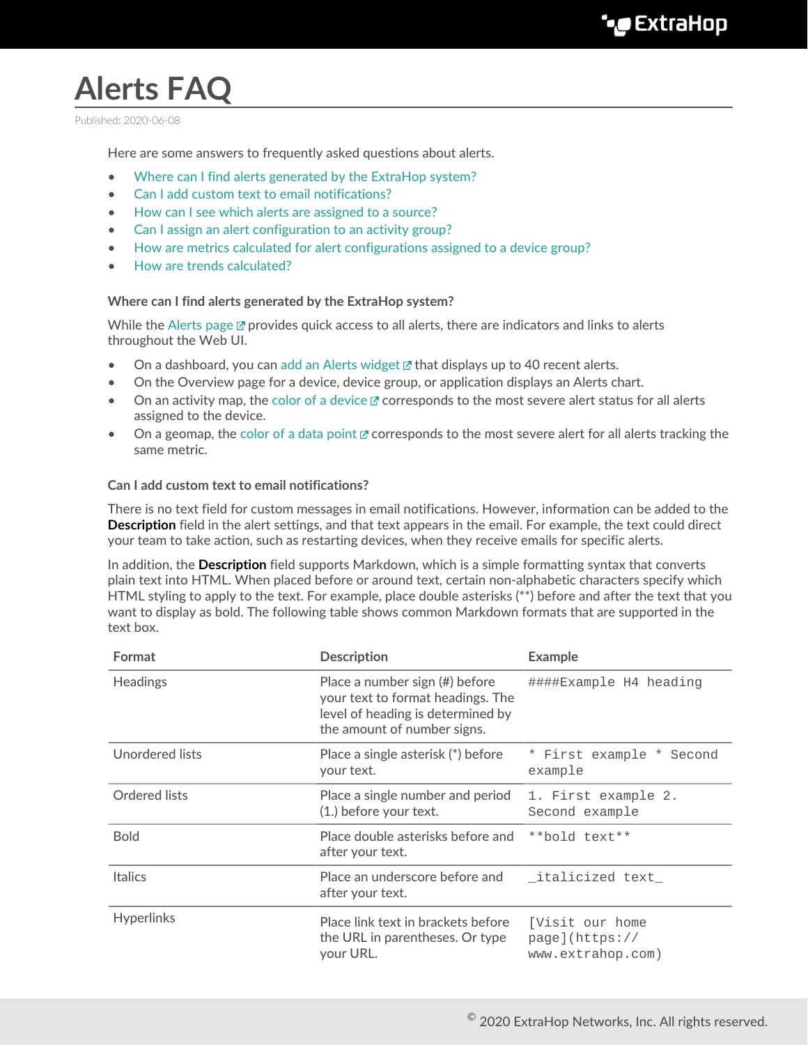# Alerts FAQ

Published: 2020-06-08

Here are some answers to frequently asked questions about alerts.

- Where can I find alerts generated by the ExtraHop system?
- Can I add custom text to email notifications?
- How can I see which alerts are assigned to a source?
- Can I assign an alert configuration to an activity group?
- How are metrics calculated for alert configurations assigned to a device group?
- How are trends calculated?

### Where can I find alerts generated by the ExtraHop system?

While the Alerts page provides quick access to all alerts, there are indicators and links to alerts throughout the Web UI.

- On a dashboard, you can add an Alerts widget that displays up to 40 recent alerts.
- On the Overview page for a device, device group, or application displays an Alerts chart.
- On an activity map, the color of a device corresponds to the most severe alert status for all alerts assigned to the device.
- On a geomap, the color of a data point corresponds to the most severe alert for all alerts tracking the same metric.

### Can I add custom text to email notifications?

There is no text field for custom messages in email notifications. However, information can be added to the **Description** field in the alert settings, and that text appears in the email. For example, the text could direct your team to take action, such as restarting devices, when they receive emails for specific alerts.

In addition, the **Description** field supports Markdown, which is a simple formatting syntax that converts plain text into HTML. When placed before or around text, certain non-alphabetic characters specify which HTML styling to apply to the text. For example, place double asterisks (**) before and after the text that you want to display as bold. The following table shows common Markdown formats that are supported in the text box.

| Format | Description | Example |
| --- | --- | --- |
| Headings | Place a number sign (#) before your text to format headings. The level of heading is determined by the amount of number signs. | `####Example H4 heading` |
| Unordered lists | Place a single asterisk (*) before your text. | `* First example * Second example` |
| Ordered lists | Place a single number and period (1.) before your text. | `1. First example 2. Second example` |
| Bold | Place double asterisks before and after your text. | `**bold text**` |
| Italics | Place an underscore before and after your text. | `_italicized text_` |
| Hyperlinks | Place link text in brackets before the URL in parentheses. Or type your URL. | `[Visit our home page](https://www.extrahop.com)` |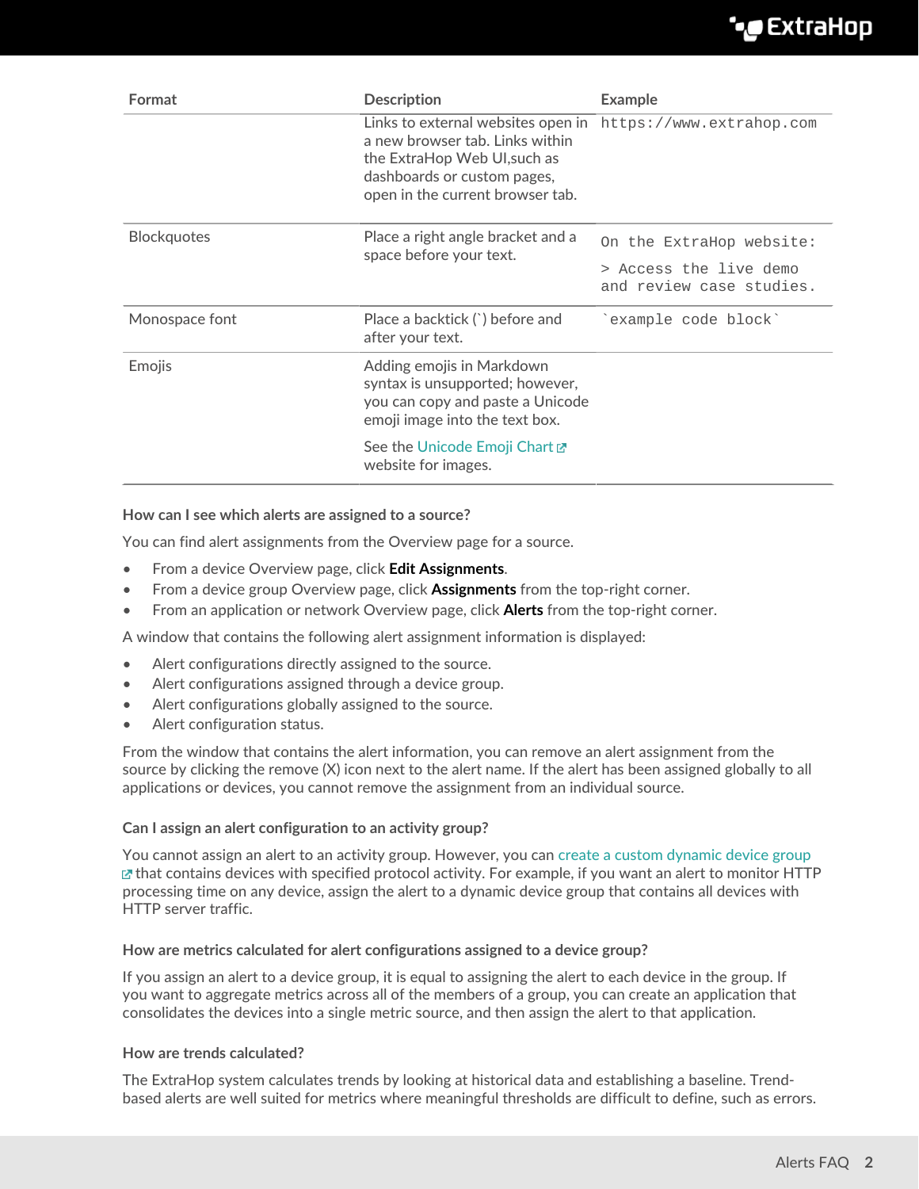| Format | Description | Example |
|---|---|---|
| | Links to external websites open in a new browser tab. Links within the ExtraHop Web UI,such as dashboards or custom pages, open in the current browser tab. | `https://www.extrahop.com` |
| Blockquotes | Place a right angle bracket and a space before your text. | `On the ExtraHop website:`<br>`> Access the live demo and review case studies.` |
| Monospace font | Place a backtick (`) before and after your text. | `` `example code block` `` |
| Emojis | Adding emojis in Markdown syntax is unsupported; however, you can copy and paste a Unicode emoji image into the text box.<br>See the Unicode Emoji Chart website for images. | |

### How can I see which alerts are assigned to a source?

You can find alert assignments from the Overview page for a source.

- From a device Overview page, click **Edit Assignments**.
- From a device group Overview page, click **Assignments** from the top-right corner.
- From an application or network Overview page, click **Alerts** from the top-right corner.

A window that contains the following alert assignment information is displayed:

- Alert configurations directly assigned to the source.
- Alert configurations assigned through a device group.
- Alert configurations globally assigned to the source.
- Alert configuration status.

From the window that contains the alert information, you can remove an alert assignment from the source by clicking the remove (X) icon next to the alert name. If the alert has been assigned globally to all applications or devices, you cannot remove the assignment from an individual source.

### Can I assign an alert configuration to an activity group?

You cannot assign an alert to an activity group. However, you can create a custom dynamic device group that contains devices with specified protocol activity. For example, if you want an alert to monitor HTTP processing time on any device, assign the alert to a dynamic device group that contains all devices with HTTP server traffic.

### How are metrics calculated for alert configurations assigned to a device group?

If you assign an alert to a device group, it is equal to assigning the alert to each device in the group. If you want to aggregate metrics across all of the members of a group, you can create an application that consolidates the devices into a single metric source, and then assign the alert to that application.

### How are trends calculated?

The ExtraHop system calculates trends by looking at historical data and establishing a baseline. Trend-based alerts are well suited for metrics where meaningful thresholds are difficult to define, such as errors.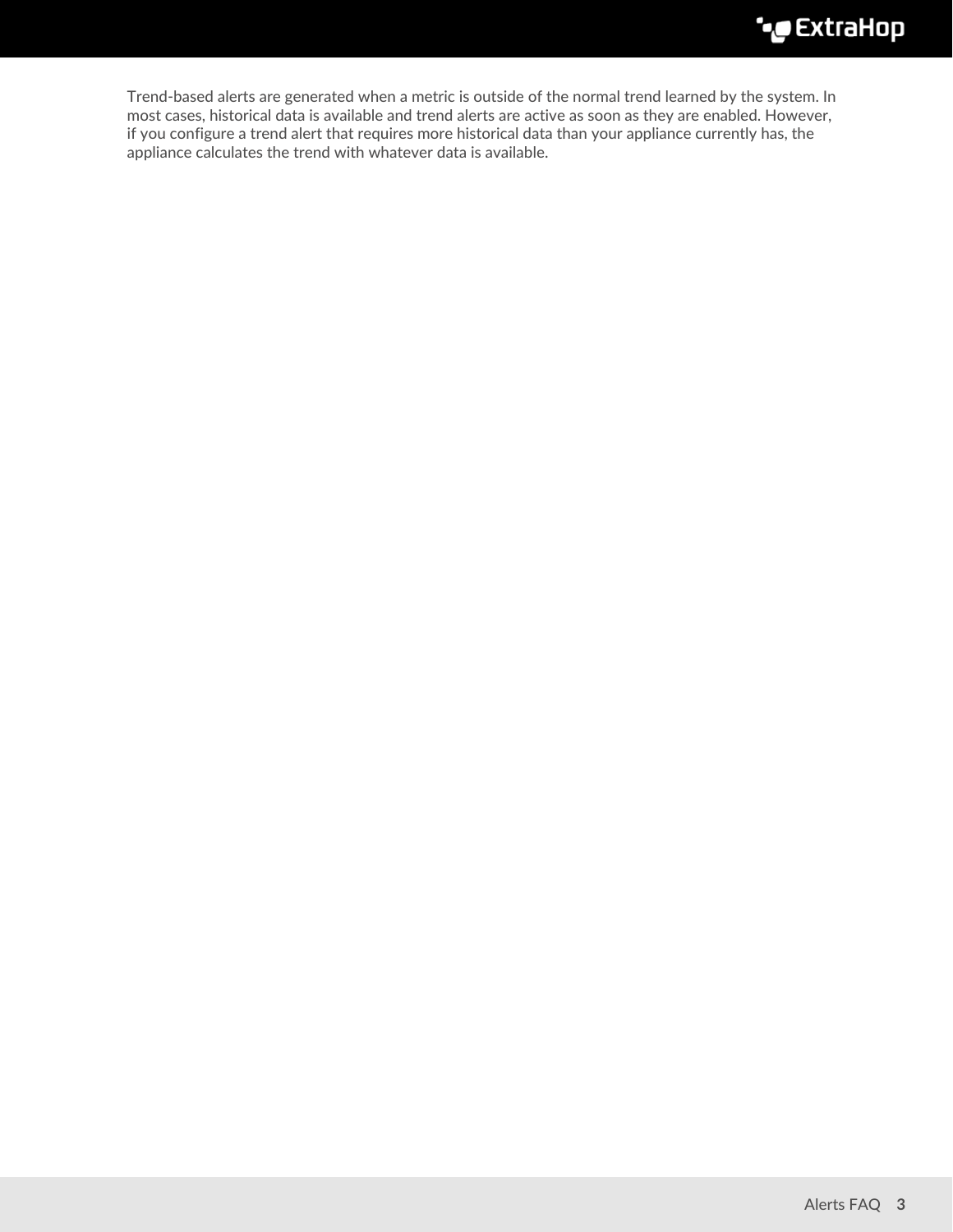Trend-based alerts are generated when a metric is outside of the normal trend learned by the system. In most cases, historical data is available and trend alerts are active as soon as they are enabled. However, if you configure a trend alert that requires more historical data than your appliance currently has, the appliance calculates the trend with whatever data is available.